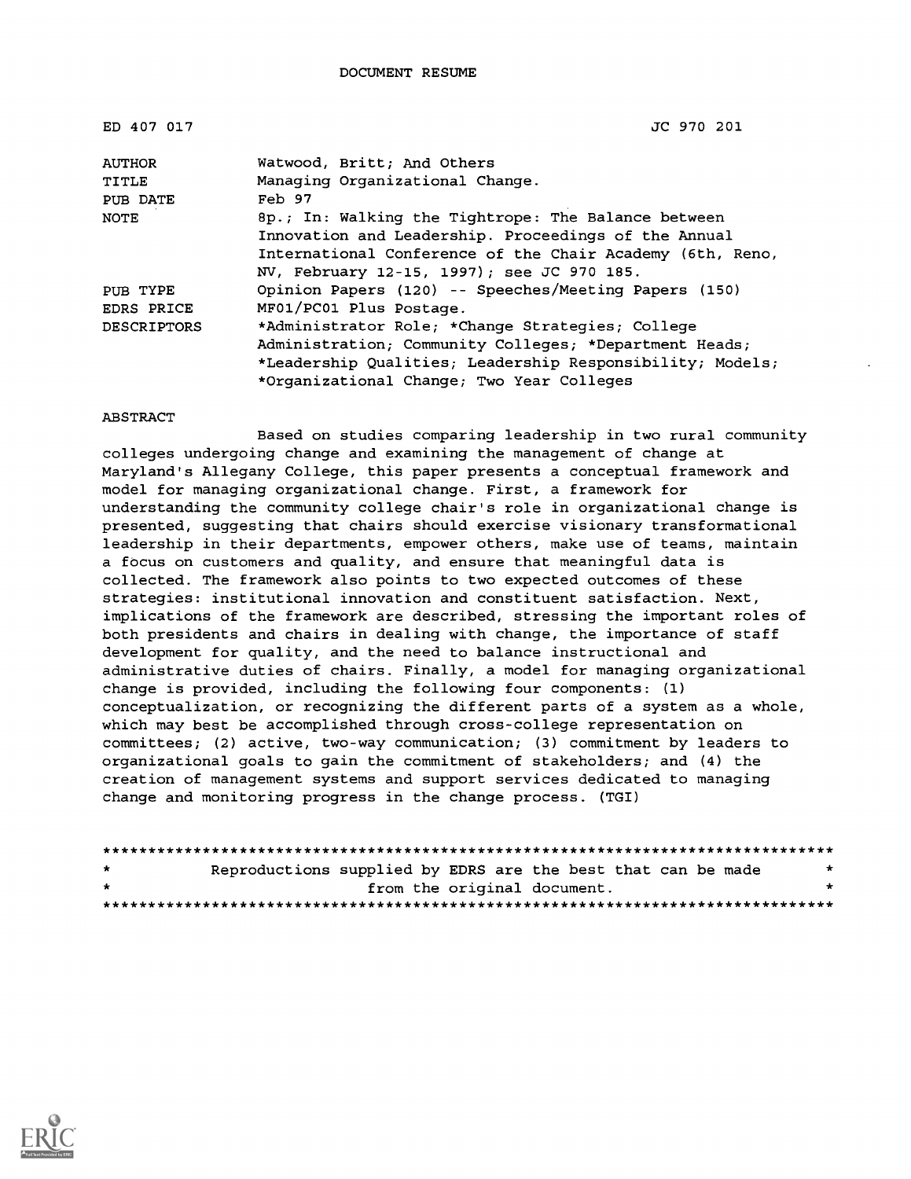DOCUMENT RESUME

| | |
|---|---|
| ED 407 017 | JC 970 201 |
| AUTHOR | Watwood, Britt; And Others |
| TITLE | Managing Organizational Change. |
| PUB DATE | Feb 97 |
| NOTE | 8p.; In: Walking the Tightrope: The Balance between Innovation and Leadership. Proceedings of the Annual International Conference of the Chair Academy (6th, Reno, NV, February 12-15, 1997); see JC 970 185. |
| PUB TYPE | Opinion Papers (120) -- Speeches/Meeting Papers (150) |
| EDRS PRICE | MF01/PC01 Plus Postage. |
| DESCRIPTORS | *Administrator Role; *Change Strategies; College Administration; Community Colleges; *Department Heads; *Leadership Qualities; Leadership Responsibility; Models; *Organizational Change; Two Year Colleges |

ABSTRACT

Based on studies comparing leadership in two rural community colleges undergoing change and examining the management of change at Maryland's Allegany College, this paper presents a conceptual framework and model for managing organizational change. First, a framework for understanding the community college chair's role in organizational change is presented, suggesting that chairs should exercise visionary transformational leadership in their departments, empower others, make use of teams, maintain a focus on customers and quality, and ensure that meaningful data is collected. The framework also points to two expected outcomes of these strategies: institutional innovation and constituent satisfaction. Next, implications of the framework are described, stressing the important roles of both presidents and chairs in dealing with change, the importance of staff development for quality, and the need to balance instructional and administrative duties of chairs. Finally, a model for managing organizational change is provided, including the following four components: (1) conceptualization, or recognizing the different parts of a system as a whole, which may best be accomplished through cross-college representation on committees; (2) active, two-way communication; (3) commitment by leaders to organizational goals to gain the commitment of stakeholders; and (4) the creation of management systems and support services dedicated to managing change and monitoring progress in the change process. (TGI)

********************************************************************************
* Reproductions supplied by EDRS are the best that can be made *
* from the original document. *
********************************************************************************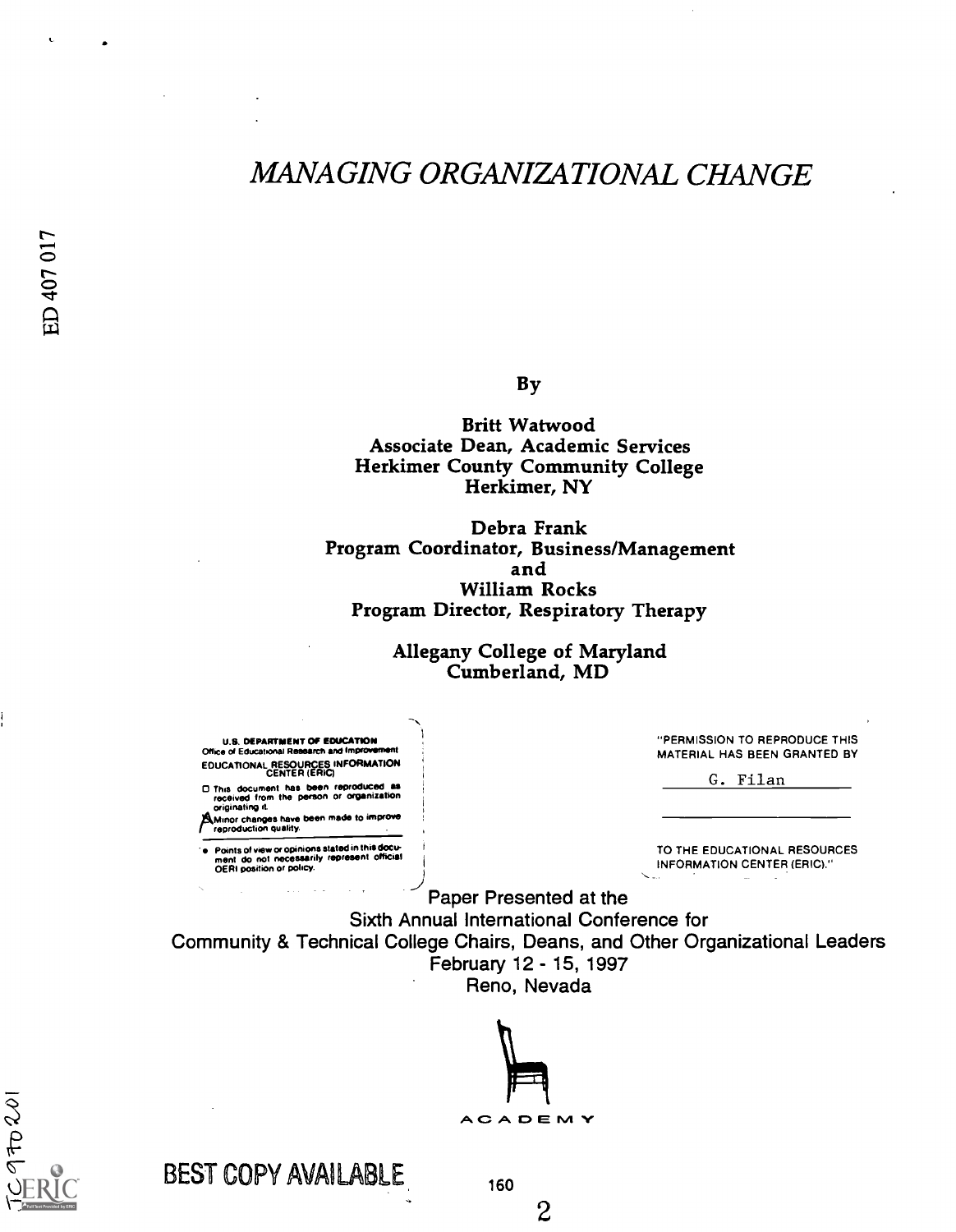# *MANAGING ORGANIZATIONAL CHANGE*

ED 407 017

By

**Britt Watwood**
**Associate Dean, Academic Services**
**Herkimer County Community College**
**Herkimer, NY**

**Debra Frank**
**Program Coordinator, Business/Management**
**and**
**William Rocks**
**Program Director, Respiratory Therapy**

**Allegany College of Maryland**
**Cumberland, MD**

U.S. DEPARTMENT OF EDUCATION
Office of Educational Research and Improvement
EDUCATIONAL RESOURCES INFORMATION CENTER (ERIC)

- This document has been reproduced as received from the person or organization originating it.
- Minor changes have been made to improve reproduction quality.
- Points of view or opinions stated in this document do not necessarily represent official OERI position or policy.

"PERMISSION TO REPRODUCE THIS MATERIAL HAS BEEN GRANTED BY

G. Filan

TO THE EDUCATIONAL RESOURCES INFORMATION CENTER (ERIC)."

Paper Presented at the
Sixth Annual International Conference for
Community & Technical College Chairs, Deans, and Other Organizational Leaders
February 12 - 15, 1997
Reno, Nevada

ACADEMY

JC 970 201

BEST COPY AVAILABLE

160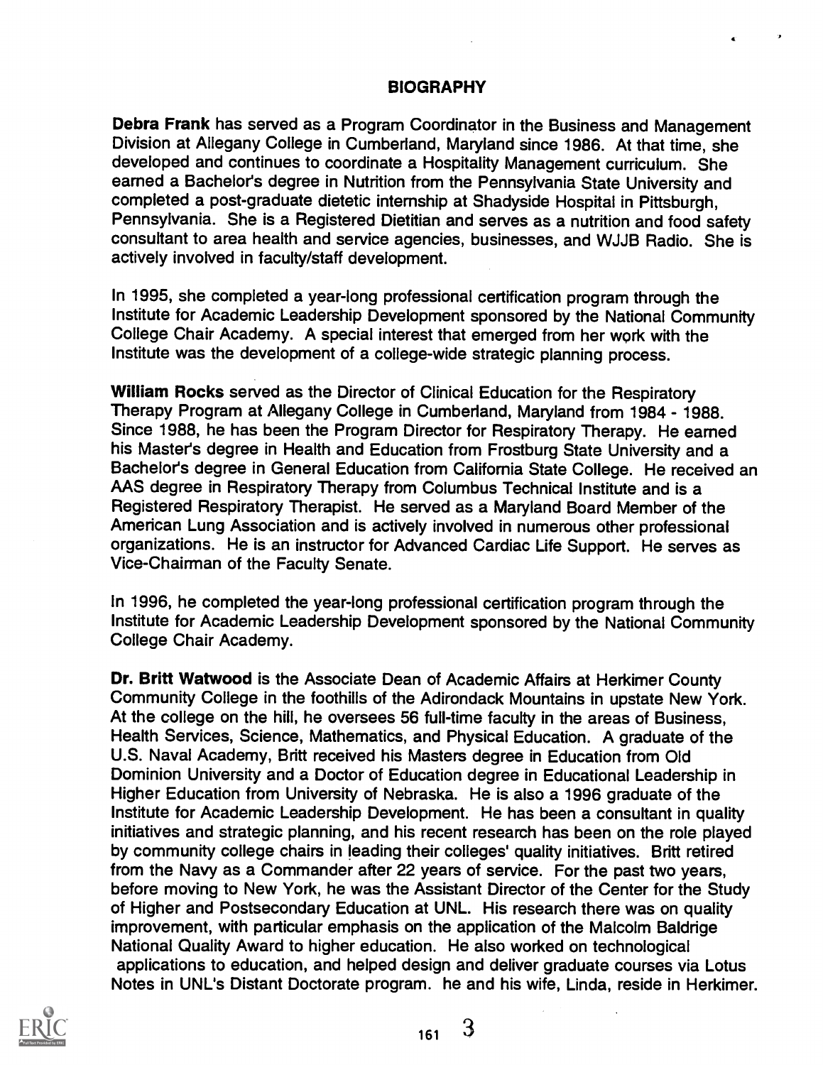## BIOGRAPHY

**Debra Frank** has served as a Program Coordinator in the Business and Management Division at Allegany College in Cumberland, Maryland since 1986. At that time, she developed and continues to coordinate a Hospitality Management curriculum. She earned a Bachelor's degree in Nutrition from the Pennsylvania State University and completed a post-graduate dietetic internship at Shadyside Hospital in Pittsburgh, Pennsylvania. She is a Registered Dietitian and serves as a nutrition and food safety consultant to area health and service agencies, businesses, and WJJB Radio. She is actively involved in faculty/staff development.

In 1995, she completed a year-long professional certification program through the Institute for Academic Leadership Development sponsored by the National Community College Chair Academy. A special interest that emerged from her work with the Institute was the development of a college-wide strategic planning process.

**William Rocks** served as the Director of Clinical Education for the Respiratory Therapy Program at Allegany College in Cumberland, Maryland from 1984 - 1988. Since 1988, he has been the Program Director for Respiratory Therapy. He earned his Master's degree in Health and Education from Frostburg State University and a Bachelor's degree in General Education from California State College. He received an AAS degree in Respiratory Therapy from Columbus Technical Institute and is a Registered Respiratory Therapist. He served as a Maryland Board Member of the American Lung Association and is actively involved in numerous other professional organizations. He is an instructor for Advanced Cardiac Life Support. He serves as Vice-Chairman of the Faculty Senate.

In 1996, he completed the year-long professional certification program through the Institute for Academic Leadership Development sponsored by the National Community College Chair Academy.

**Dr. Britt Watwood** is the Associate Dean of Academic Affairs at Herkimer County Community College in the foothills of the Adirondack Mountains in upstate New York. At the college on the hill, he oversees 56 full-time faculty in the areas of Business, Health Services, Science, Mathematics, and Physical Education. A graduate of the U.S. Naval Academy, Britt received his Masters degree in Education from Old Dominion University and a Doctor of Education degree in Educational Leadership in Higher Education from University of Nebraska. He is also a 1996 graduate of the Institute for Academic Leadership Development. He has been a consultant in quality initiatives and strategic planning, and his recent research has been on the role played by community college chairs in leading their colleges' quality initiatives. Britt retired from the Navy as a Commander after 22 years of service. For the past two years, before moving to New York, he was the Assistant Director of the Center for the Study of Higher and Postsecondary Education at UNL. His research there was on quality improvement, with particular emphasis on the application of the Malcolm Baldrige National Quality Award to higher education. He also worked on technological applications to education, and helped design and deliver graduate courses via Lotus Notes in UNL's Distant Doctorate program. he and his wife, Linda, reside in Herkimer.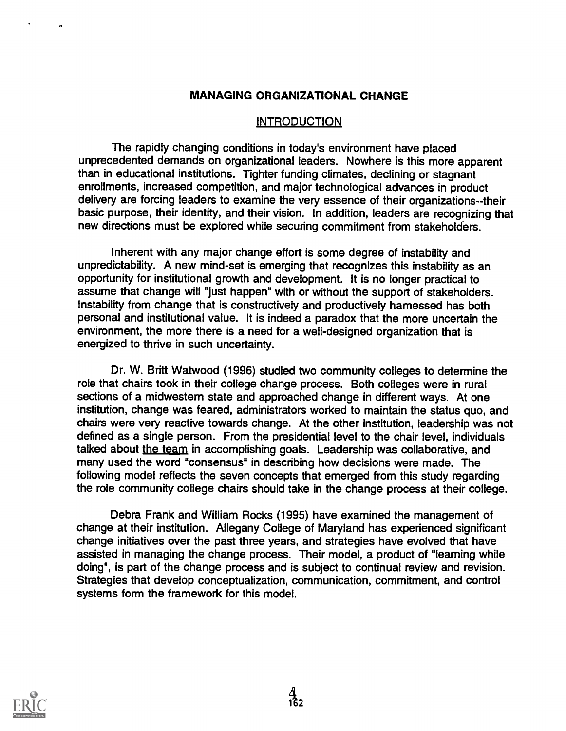# MANAGING ORGANIZATIONAL CHANGE

## INTRODUCTION

The rapidly changing conditions in today's environment have placed unprecedented demands on organizational leaders. Nowhere is this more apparent than in educational institutions. Tighter funding climates, declining or stagnant enrollments, increased competition, and major technological advances in product delivery are forcing leaders to examine the very essence of their organizations--their basic purpose, their identity, and their vision. In addition, leaders are recognizing that new directions must be explored while securing commitment from stakeholders.

Inherent with any major change effort is some degree of instability and unpredictability. A new mind-set is emerging that recognizes this instability as an opportunity for institutional growth and development. It is no longer practical to assume that change will "just happen" with or without the support of stakeholders. Instability from change that is constructively and productively harnessed has both personal and institutional value. It is indeed a paradox that the more uncertain the environment, the more there is a need for a well-designed organization that is energized to thrive in such uncertainty.

Dr. W. Britt Watwood (1996) studied two community colleges to determine the role that chairs took in their college change process. Both colleges were in rural sections of a midwestern state and approached change in different ways. At one institution, change was feared, administrators worked to maintain the status quo, and chairs were very reactive towards change. At the other institution, leadership was not defined as a single person. From the presidential level to the chair level, individuals talked about <u>the team</u> in accomplishing goals. Leadership was collaborative, and many used the word "consensus" in describing how decisions were made. The following model reflects the seven concepts that emerged from this study regarding the role community college chairs should take in the change process at their college.

Debra Frank and William Rocks (1995) have examined the management of change at their institution. Allegany College of Maryland has experienced significant change initiatives over the past three years, and strategies have evolved that have assisted in managing the change process. Their model, a product of "learning while doing", is part of the change process and is subject to continual review and revision. Strategies that develop conceptualization, communication, commitment, and control systems form the framework for this model.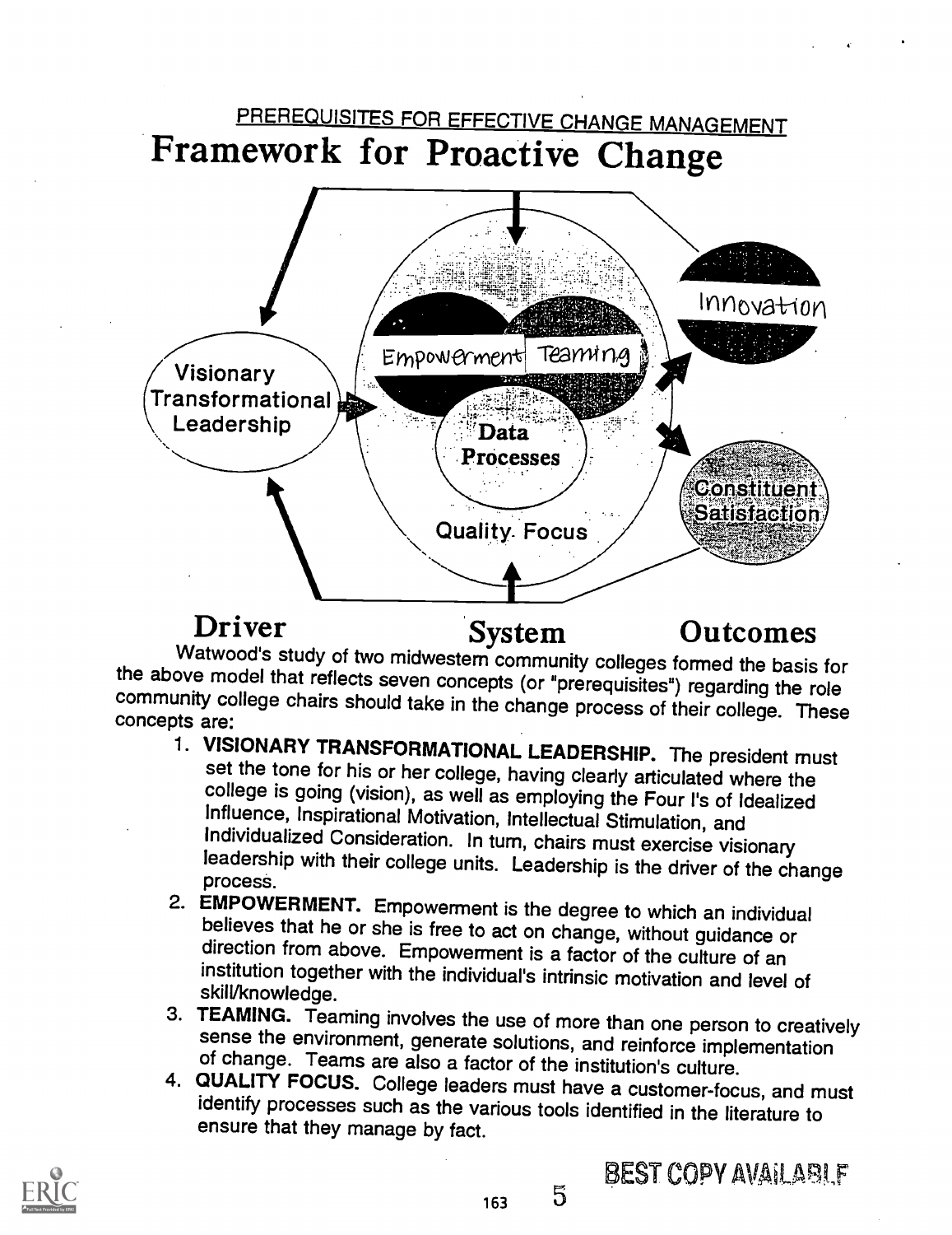PREREQUISITES FOR EFFECTIVE CHANGE MANAGEMENT

# Framework for Proactive Change

Visionary Transformational Leadership

Empowerment Teaming

Data Processes

Quality Focus

Innovation

Constituent Satisfaction

**Driver** **System** **Outcomes**

Watwood's study of two midwestern community colleges formed the basis for the above model that reflects seven concepts (or "prerequisites") regarding the role community college chairs should take in the change process of their college. These concepts are:

1. **VISIONARY TRANSFORMATIONAL LEADERSHIP.** The president must set the tone for his or her college, having clearly articulated where the college is going (vision), as well as employing the Four I's of Idealized Influence, Inspirational Motivation, Intellectual Stimulation, and Individualized Consideration. In turn, chairs must exercise visionary leadership with their college units. Leadership is the driver of the change process.
2. **EMPOWERMENT.** Empowerment is the degree to which an individual believes that he or she is free to act on change, without guidance or direction from above. Empowerment is a factor of the culture of an institution together with the individual's intrinsic motivation and level of skill/knowledge.
3. **TEAMING.** Teaming involves the use of more than one person to creatively sense the environment, generate solutions, and reinforce implementation of change. Teams are also a factor of the institution's culture.
4. **QUALITY FOCUS.** College leaders must have a customer-focus, and must identify processes such as the various tools identified in the literature to ensure that they manage by fact.

BEST COPY AVAILABLE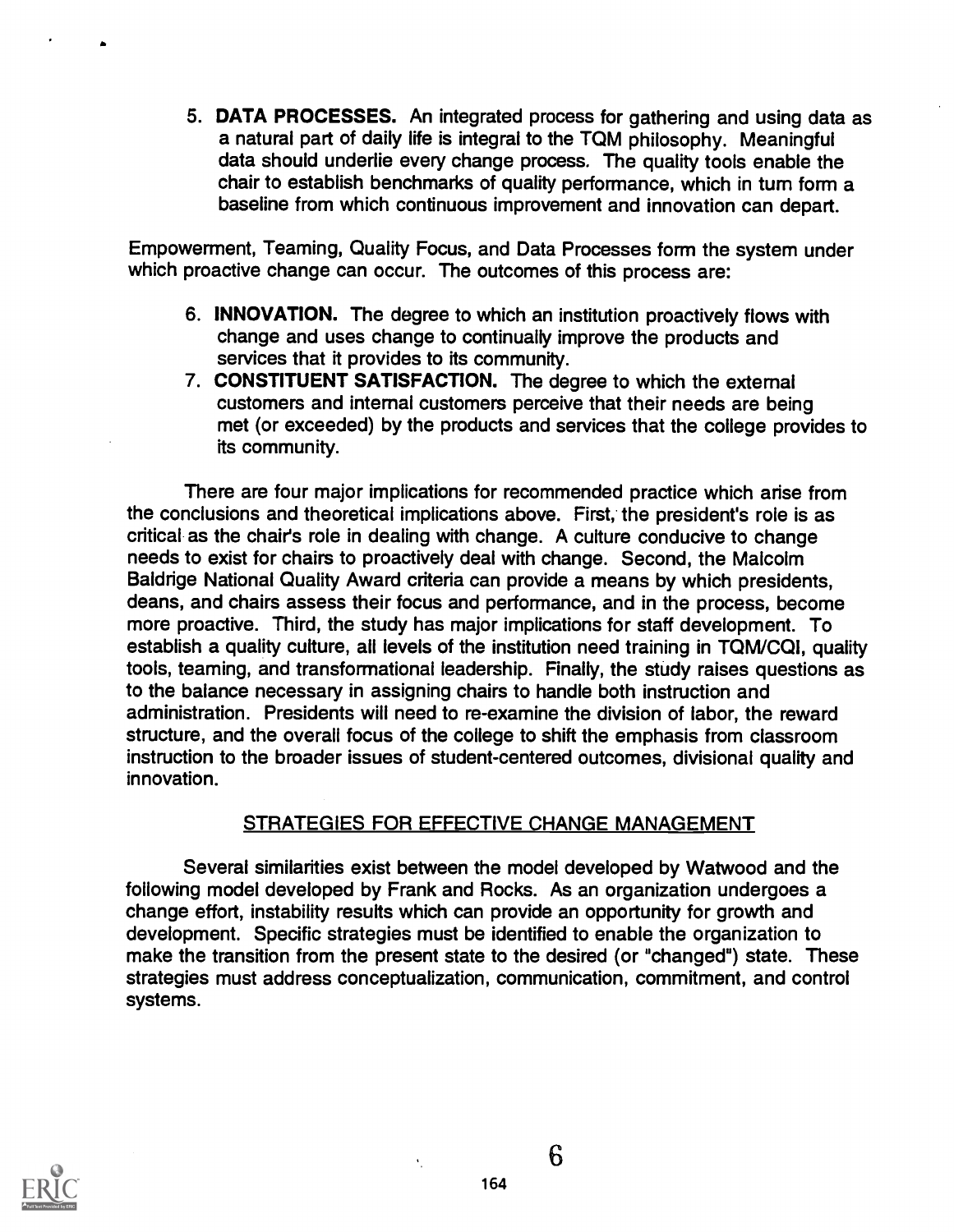5. **DATA PROCESSES.** An integrated process for gathering and using data as a natural part of daily life is integral to the TQM philosophy. Meaningful data should underlie every change process. The quality tools enable the chair to establish benchmarks of quality performance, which in turn form a baseline from which continuous improvement and innovation can depart.

Empowerment, Teaming, Quality Focus, and Data Processes form the system under which proactive change can occur. The outcomes of this process are:

6. **INNOVATION.** The degree to which an institution proactively flows with change and uses change to continually improve the products and services that it provides to its community.
7. **CONSTITUENT SATISFACTION.** The degree to which the external customers and internal customers perceive that their needs are being met (or exceeded) by the products and services that the college provides to its community.

There are four major implications for recommended practice which arise from the conclusions and theoretical implications above. First, the president's role is as critical as the chair's role in dealing with change. A culture conducive to change needs to exist for chairs to proactively deal with change. Second, the Malcolm Baldrige National Quality Award criteria can provide a means by which presidents, deans, and chairs assess their focus and performance, and in the process, become more proactive. Third, the study has major implications for staff development. To establish a quality culture, all levels of the institution need training in TQM/CQI, quality tools, teaming, and transformational leadership. Finally, the study raises questions as to the balance necessary in assigning chairs to handle both instruction and administration. Presidents will need to re-examine the division of labor, the reward structure, and the overall focus of the college to shift the emphasis from classroom instruction to the broader issues of student-centered outcomes, divisional quality and innovation.

## STRATEGIES FOR EFFECTIVE CHANGE MANAGEMENT

Several similarities exist between the model developed by Watwood and the following model developed by Frank and Rocks. As an organization undergoes a change effort, instability results which can provide an opportunity for growth and development. Specific strategies must be identified to enable the organization to make the transition from the present state to the desired (or "changed") state. These strategies must address conceptualization, communication, commitment, and control systems.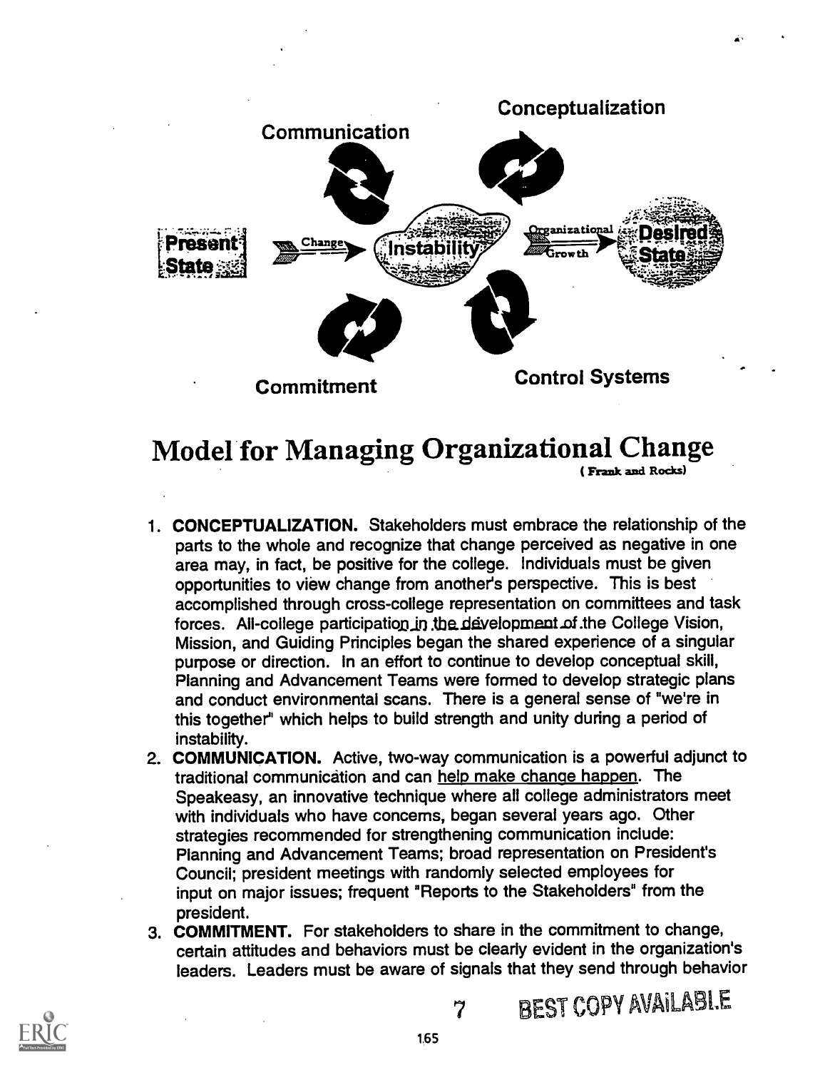Communication

Conceptualization

Present State → Change → Instability → Organizational Growth → Desired State

Commitment

Control Systems

# Model for Managing Organizational Change

(Frank and Rocks)

1. **CONCEPTUALIZATION.** Stakeholders must embrace the relationship of the parts to the whole and recognize that change perceived as negative in one area may, in fact, be positive for the college. Individuals must be given opportunities to view change from another's perspective. This is best accomplished through cross-college representation on committees and task forces. All-college participation in the development of the College Vision, Mission, and Guiding Principles began the shared experience of a singular purpose or direction. In an effort to continue to develop conceptual skill, Planning and Advancement Teams were formed to develop strategic plans and conduct environmental scans. There is a general sense of "we're in this together" which helps to build strength and unity during a period of instability.
2. **COMMUNICATION.** Active, two-way communication is a powerful adjunct to traditional communication and can help make change happen. The Speakeasy, an innovative technique where all college administrators meet with individuals who have concerns, began several years ago. Other strategies recommended for strengthening communication include: Planning and Advancement Teams; broad representation on President's Council; president meetings with randomly selected employees for input on major issues; frequent "Reports to the Stakeholders" from the president.
3. **COMMITMENT.** For stakeholders to share in the commitment to change, certain attitudes and behaviors must be clearly evident in the organization's leaders. Leaders must be aware of signals that they send through behavior

BEST COPY AVAILABLE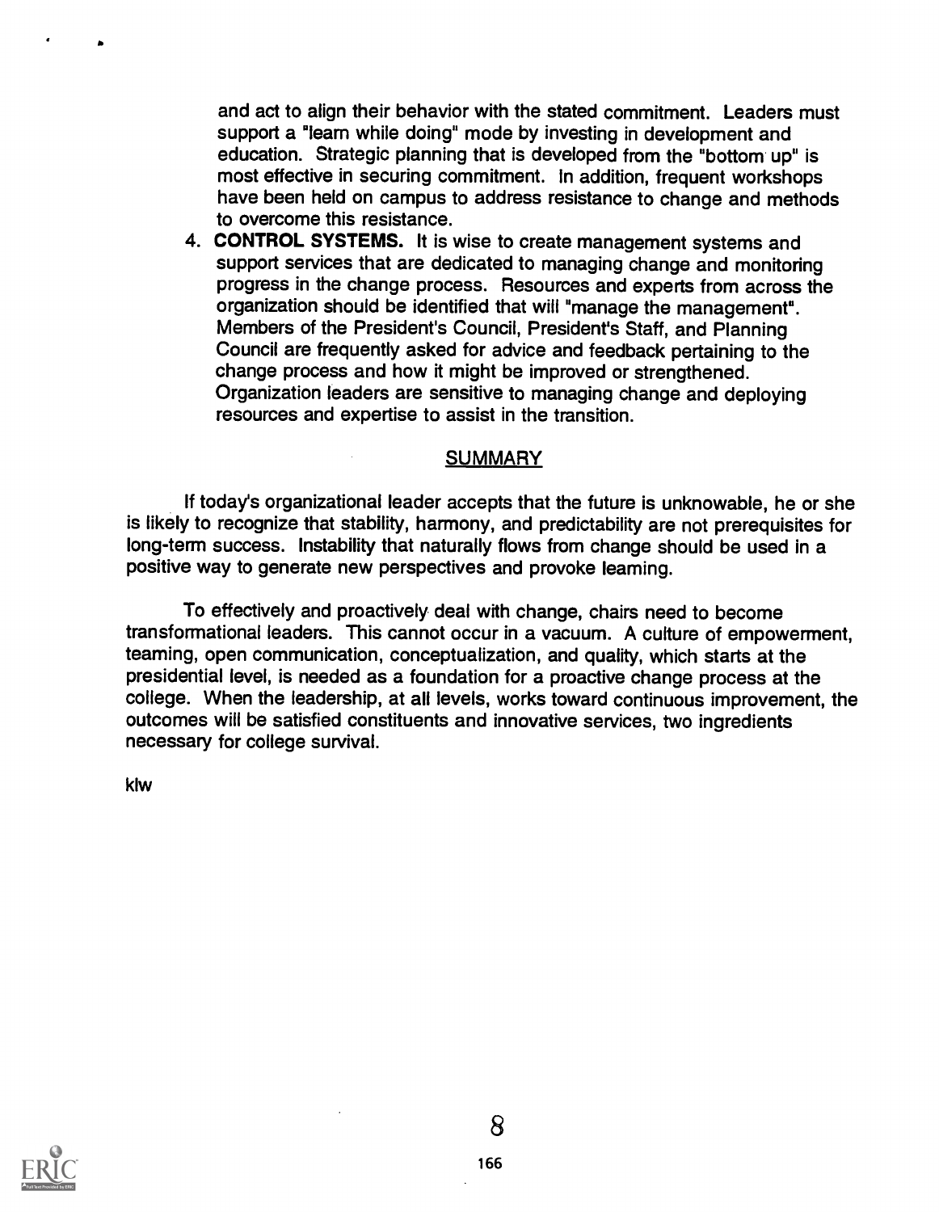and act to align their behavior with the stated commitment. Leaders must support a "learn while doing" mode by investing in development and education. Strategic planning that is developed from the "bottom up" is most effective in securing commitment. In addition, frequent workshops have been held on campus to address resistance to change and methods to overcome this resistance.

4. **CONTROL SYSTEMS.** It is wise to create management systems and support services that are dedicated to managing change and monitoring progress in the change process. Resources and experts from across the organization should be identified that will "manage the management". Members of the President's Council, President's Staff, and Planning Council are frequently asked for advice and feedback pertaining to the change process and how it might be improved or strengthened. Organization leaders are sensitive to managing change and deploying resources and expertise to assist in the transition.

## SUMMARY

If today's organizational leader accepts that the future is unknowable, he or she is likely to recognize that stability, harmony, and predictability are not prerequisites for long-term success. Instability that naturally flows from change should be used in a positive way to generate new perspectives and provoke learning.

To effectively and proactively deal with change, chairs need to become transformational leaders. This cannot occur in a vacuum. A culture of empowerment, teaming, open communication, conceptualization, and quality, which starts at the presidential level, is needed as a foundation for a proactive change process at the college. When the leadership, at all levels, works toward continuous improvement, the outcomes will be satisfied constituents and innovative services, two ingredients necessary for college survival.

klw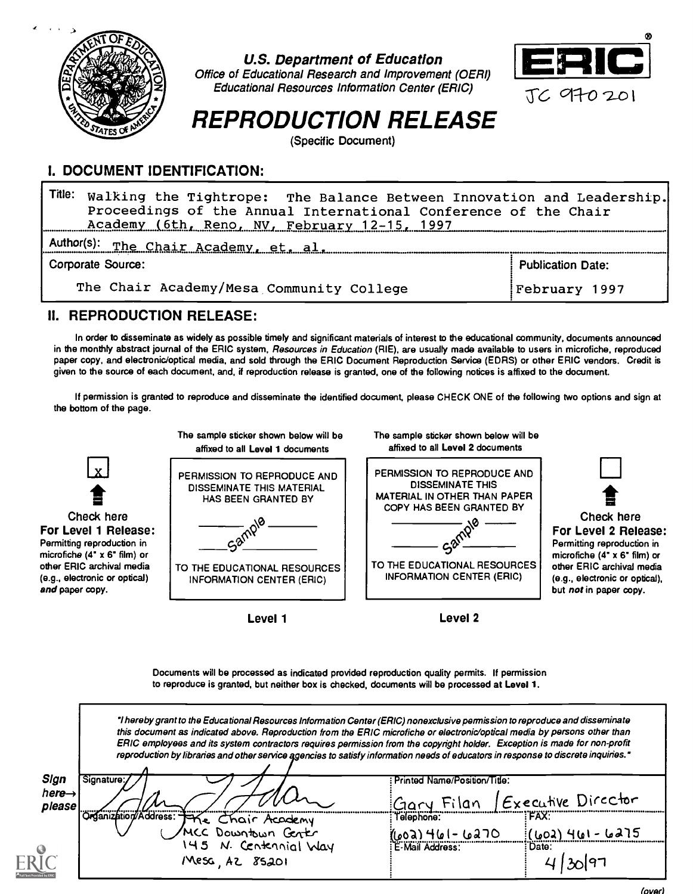# U.S. Department of Education

Office of Educational Research and Improvement (OERI)
Educational Resources Information Center (ERIC)

ERIC

JC 970 201

# REPRODUCTION RELEASE

(Specific Document)

## I. DOCUMENT IDENTIFICATION:

Title: Walking the Tightrope: The Balance Between Innovation and Leadership. Proceedings of the Annual International Conference of the Chair Academy (6th, Reno, NV, February 12-15, 1997

Author(s): The Chair Academy, et. al.

| Corporate Source: | Publication Date: |
|---|---|
| The Chair Academy/Mesa Community College | February 1997 |

## II. REPRODUCTION RELEASE:

In order to disseminate as widely as possible timely and significant materials of interest to the educational community, documents announced in the monthly abstract journal of the ERIC system, *Resources in Education* (RIE), are usually made available to users in microfiche, reproduced paper copy, and electronic/optical media, and sold through the ERIC Document Reproduction Service (EDRS) or other ERIC vendors. Credit is given to the source of each document, and, if reproduction release is granted, one of the following notices is affixed to the document.

If permission is granted to reproduce and disseminate the identified document, please CHECK ONE of the following two options and sign at the bottom of the page.

[x] **Check here For Level 1 Release:** Permitting reproduction in microfiche (4" x 6" film) or other ERIC archival media (e.g., electronic or optical) *and* paper copy.

The sample sticker shown below will be affixed to all **Level 1** documents

PERMISSION TO REPRODUCE AND DISSEMINATE THIS MATERIAL HAS BEEN GRANTED BY

Sample

TO THE EDUCATIONAL RESOURCES INFORMATION CENTER (ERIC)

**Level 1**

The sample sticker shown below will be affixed to all **Level 2** documents

PERMISSION TO REPRODUCE AND DISSEMINATE THIS MATERIAL IN OTHER THAN PAPER COPY HAS BEEN GRANTED BY

Sample

TO THE EDUCATIONAL RESOURCES INFORMATION CENTER (ERIC)

**Level 2**

[ ] **Check here For Level 2 Release:** Permitting reproduction in microfiche (4" x 6" film) or other ERIC archival media (e.g., electronic or optical), but *not* in paper copy.

Documents will be processed as indicated provided reproduction quality permits. If permission to reproduce is granted, but neither box is checked, documents will be processed at **Level 1**.

*"I hereby grant to the Educational Resources Information Center (ERIC) nonexclusive permission to reproduce and disseminate this document as indicated above. Reproduction from the ERIC microfiche or electronic/optical media by persons other than ERIC employees and its system contractors requires permission from the copyright holder. Exception is made for non-profit reproduction by libraries and other service agencies to satisfy information needs of educators in response to discrete inquiries."*

**Sign here→ please**

| Signature: | Printed Name/Position/Title: | |
|---|---|---|
| [signature] | Gary Filan / Executive Director | |
| Organization/Address: | Telephone: | FAX: |
| The Chair Academy<br>MCC Downtown Center<br>145 N. Centennial Way<br>Mesa, AZ 85201 | (602) 461-6270 | (602) 461-6275 |
| | E-Mail Address: | Date: |
| | | 4/30/97 |

(over)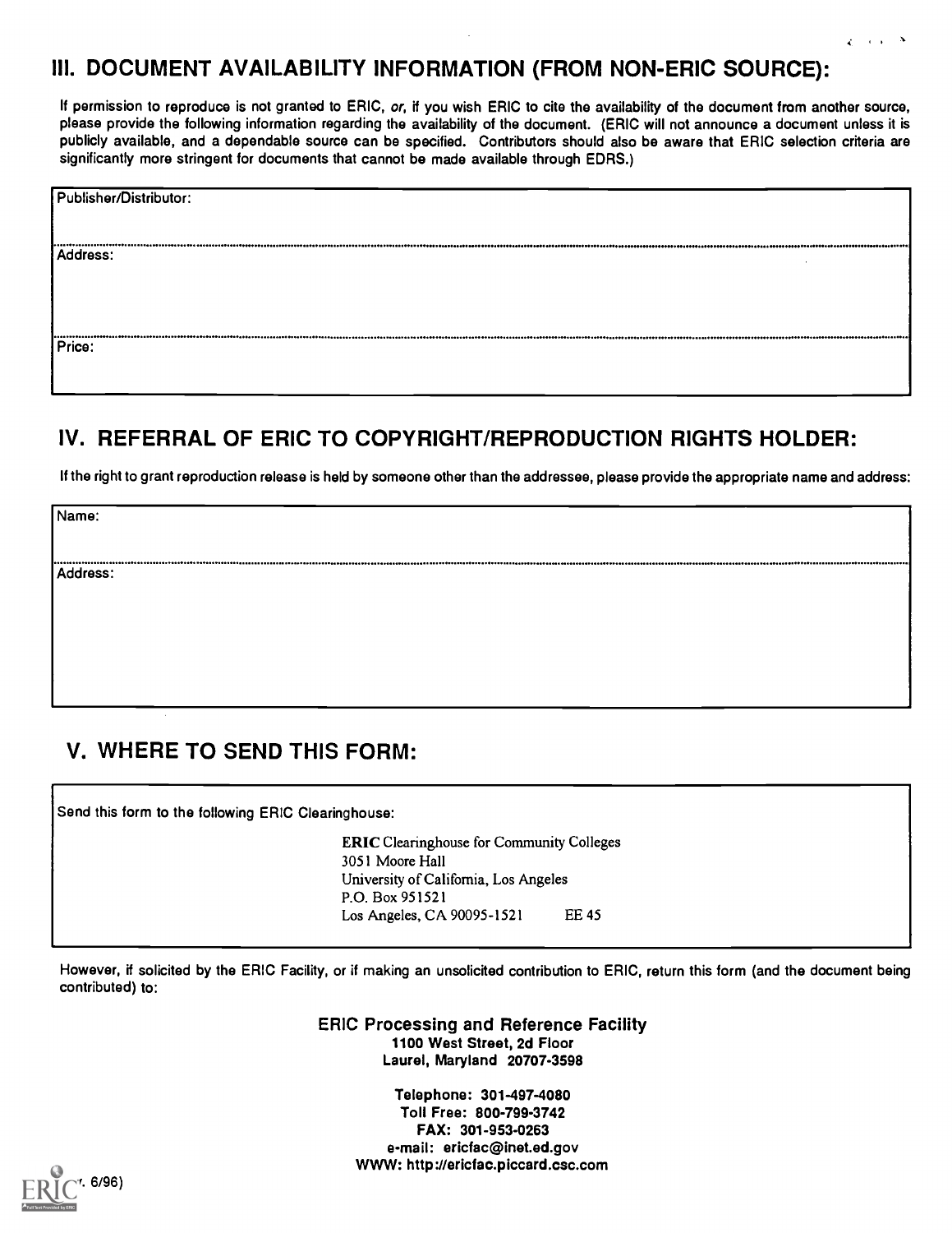## III. DOCUMENT AVAILABILITY INFORMATION (FROM NON-ERIC SOURCE):

If permission to reproduce is not granted to ERIC, *or*, if you wish ERIC to cite the availability of the document from another source, please provide the following information regarding the availability of the document. (ERIC will not announce a document unless it is publicly available, and a dependable source can be specified. Contributors should also be aware that ERIC selection criteria are significantly more stringent for documents that cannot be made available through EDRS.)

Publisher/Distributor:

Address:

Price:

## IV. REFERRAL OF ERIC TO COPYRIGHT/REPRODUCTION RIGHTS HOLDER:

If the right to grant reproduction release is held by someone other than the addressee, please provide the appropriate name and address:

Name:

Address:

## V. WHERE TO SEND THIS FORM:

Send this form to the following ERIC Clearinghouse:

**ERIC** Clearinghouse for Community Colleges
3051 Moore Hall
University of California, Los Angeles
P.O. Box 951521
Los Angeles, CA 90095-1521 EE 45

However, if solicited by the ERIC Facility, or if making an unsolicited contribution to ERIC, return this form (and the document being contributed) to:

**ERIC Processing and Reference Facility**
**1100 West Street, 2d Floor**
**Laurel, Maryland 20707-3598**

**Telephone: 301-497-4080**
**Toll Free: 800-799-3742**
**FAX: 301-953-0263**
**e-mail: ericfac@inet.ed.gov**
**WWW: http://ericfac.piccard.csc.com**

(Rev. 6/96)